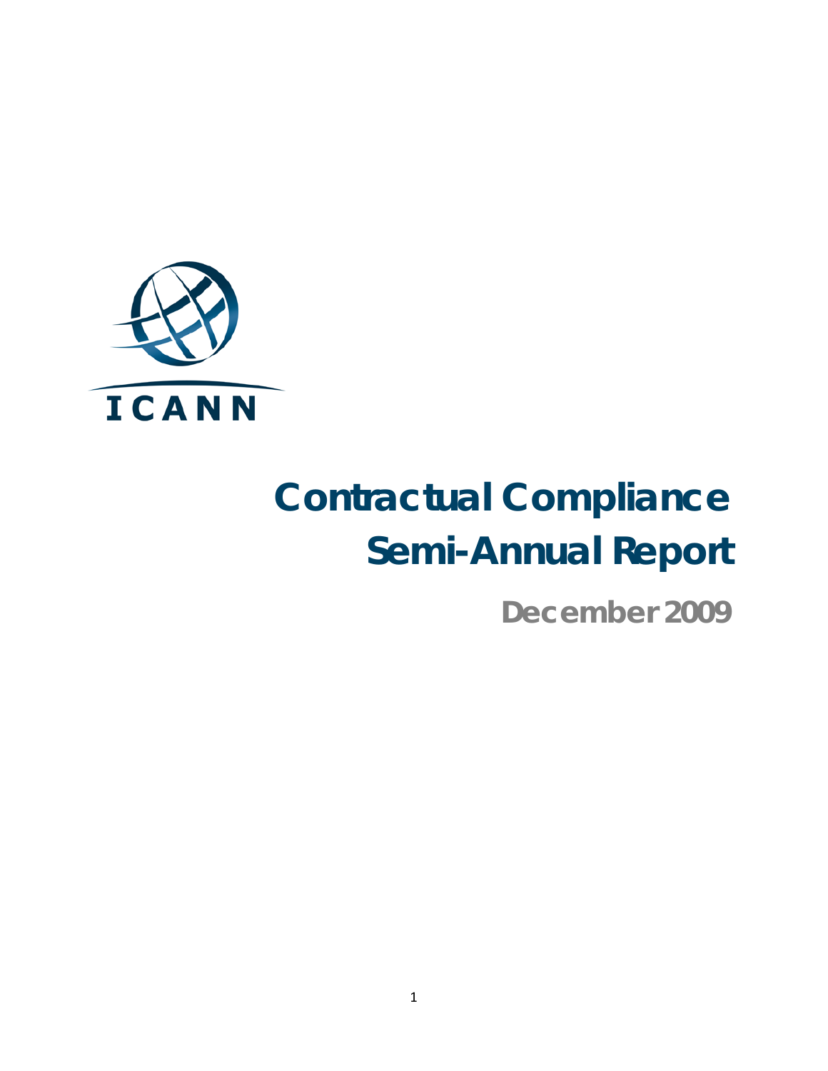ICANN

# Contractual Compliance Semi-Annual Report

## December 2009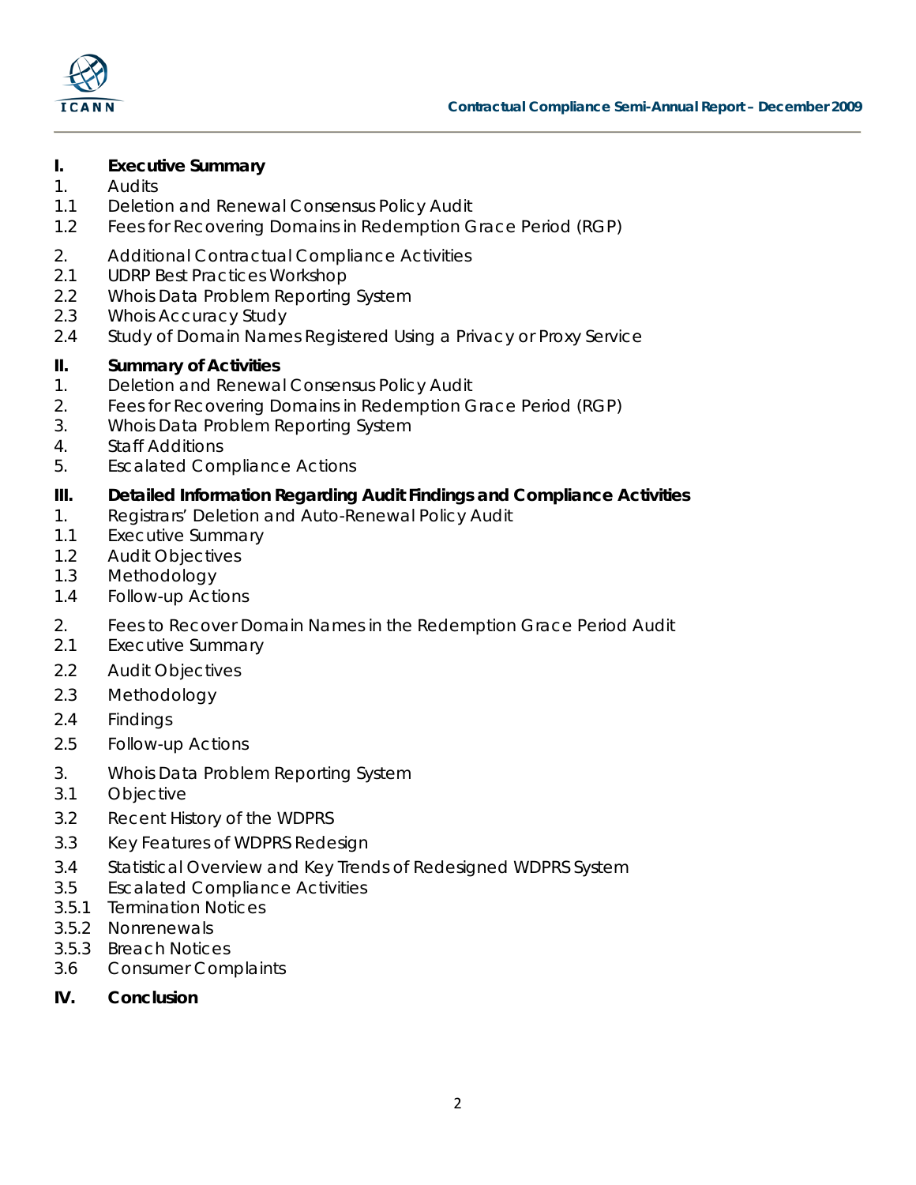**I. Executive Summary**

1. Audits
1.1 Deletion and Renewal Consensus Policy Audit
1.2 Fees for Recovering Domains in Redemption Grace Period (RGP)

2. Additional Contractual Compliance Activities
2.1 UDRP Best Practices Workshop
2.2 Whois Data Problem Reporting System
2.3 Whois Accuracy Study
2.4 Study of Domain Names Registered Using a Privacy or Proxy Service

**II. Summary of Activities**

1. Deletion and Renewal Consensus Policy Audit
2. Fees for Recovering Domains in Redemption Grace Period (RGP)
3. Whois Data Problem Reporting System
4. Staff Additions
5. Escalated Compliance Actions

**III. Detailed Information Regarding Audit Findings and Compliance Activities**

1. Registrars' Deletion and Auto-Renewal Policy Audit
1.1 Executive Summary
1.2 Audit Objectives
1.3 Methodology
1.4 Follow-up Actions

2. Fees to Recover Domain Names in the Redemption Grace Period Audit
2.1 Executive Summary
2.2 Audit Objectives
2.3 Methodology
2.4 Findings
2.5 Follow-up Actions

3. Whois Data Problem Reporting System
3.1 Objective
3.2 Recent History of the WDPRS
3.3 Key Features of WDPRS Redesign
3.4 Statistical Overview and Key Trends of Redesigned WDPRS System
3.5 Escalated Compliance Activities
3.5.1 Termination Notices
3.5.2 Nonrenewals
3.5.3 Breach Notices
3.6 Consumer Complaints

**IV. Conclusion**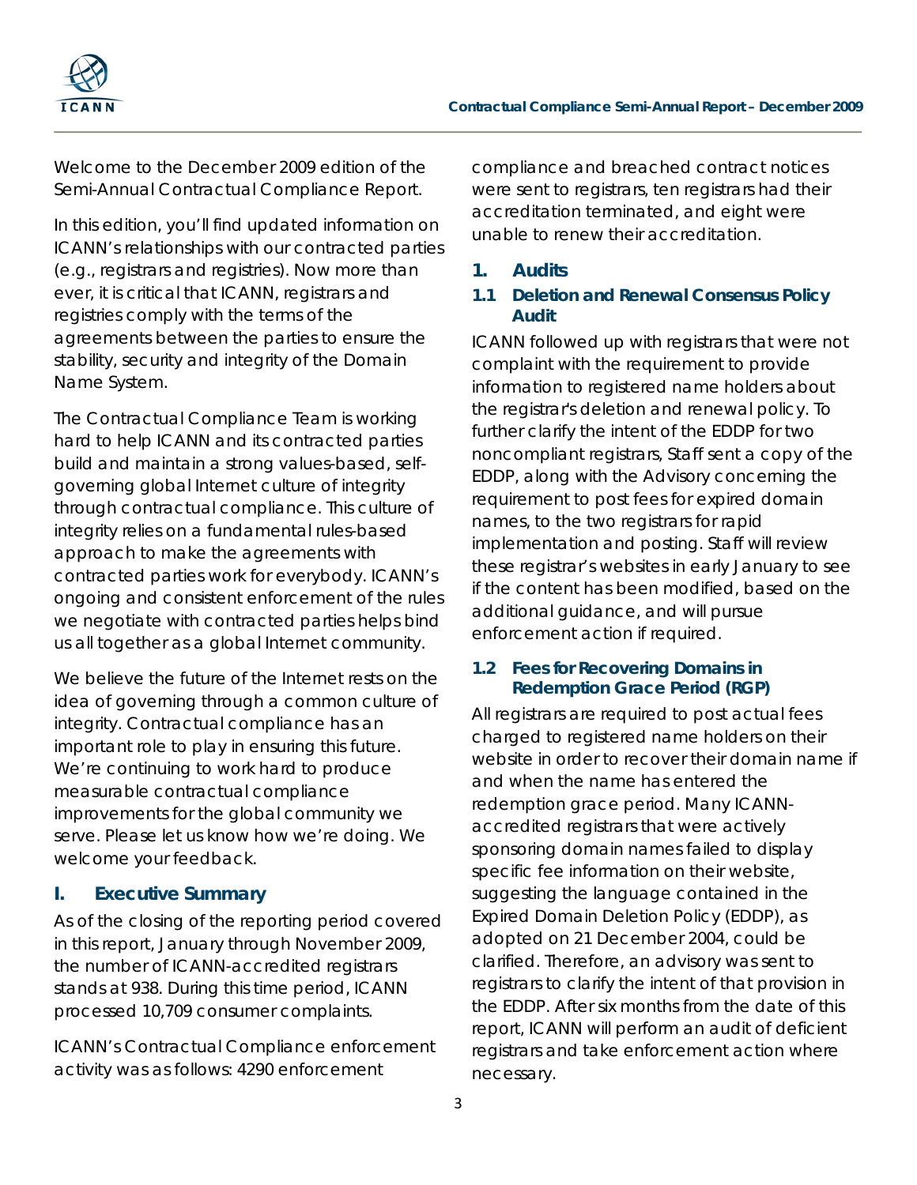Welcome to the December 2009 edition of the Semi-Annual Contractual Compliance Report.

In this edition, you'll find updated information on ICANN's relationships with our contracted parties (e.g., registrars and registries). Now more than ever, it is critical that ICANN, registrars and registries comply with the terms of the agreements between the parties to ensure the stability, security and integrity of the Domain Name System.

The Contractual Compliance Team is working hard to help ICANN and its contracted parties build and maintain a strong values-based, self-governing global Internet culture of integrity through contractual compliance. This culture of integrity relies on a fundamental rules-based approach to make the agreements with contracted parties work for everybody. ICANN's ongoing and consistent enforcement of the rules we negotiate with contracted parties helps bind us all together as a global Internet community.

We believe the future of the Internet rests on the idea of governing through a common culture of integrity. Contractual compliance has an important role to play in ensuring this future. We're continuing to work hard to produce measurable contractual compliance improvements for the global community we serve. Please let us know how we're doing. We welcome your feedback.

## I. Executive Summary

As of the closing of the reporting period covered in this report, January through November 2009, the number of ICANN-accredited registrars stands at 938. During this time period, ICANN processed 10,709 consumer complaints.

ICANN's Contractual Compliance enforcement activity was as follows: 4290 enforcement compliance and breached contract notices were sent to registrars, ten registrars had their accreditation terminated, and eight were unable to renew their accreditation.

## 1. Audits

### 1.1 Deletion and Renewal Consensus Policy Audit

ICANN followed up with registrars that were not complaint with the requirement to provide information to registered name holders about the registrar's deletion and renewal policy. To further clarify the intent of the EDDP for two noncompliant registrars, Staff sent a copy of the EDDP, along with the Advisory concerning the requirement to post fees for expired domain names, to the two registrars for rapid implementation and posting. Staff will review these registrar's websites in early January to see if the content has been modified, based on the additional guidance, and will pursue enforcement action if required.

### 1.2 Fees for Recovering Domains in Redemption Grace Period (RGP)

All registrars are required to post actual fees charged to registered name holders on their website in order to recover their domain name if and when the name has entered the redemption grace period. Many ICANN-accredited registrars that were actively sponsoring domain names failed to display specific fee information on their website, suggesting the language contained in the Expired Domain Deletion Policy (EDDP), as adopted on 21 December 2004, could be clarified. Therefore, an advisory was sent to registrars to clarify the intent of that provision in the EDDP. After six months from the date of this report, ICANN will perform an audit of deficient registrars and take enforcement action where necessary.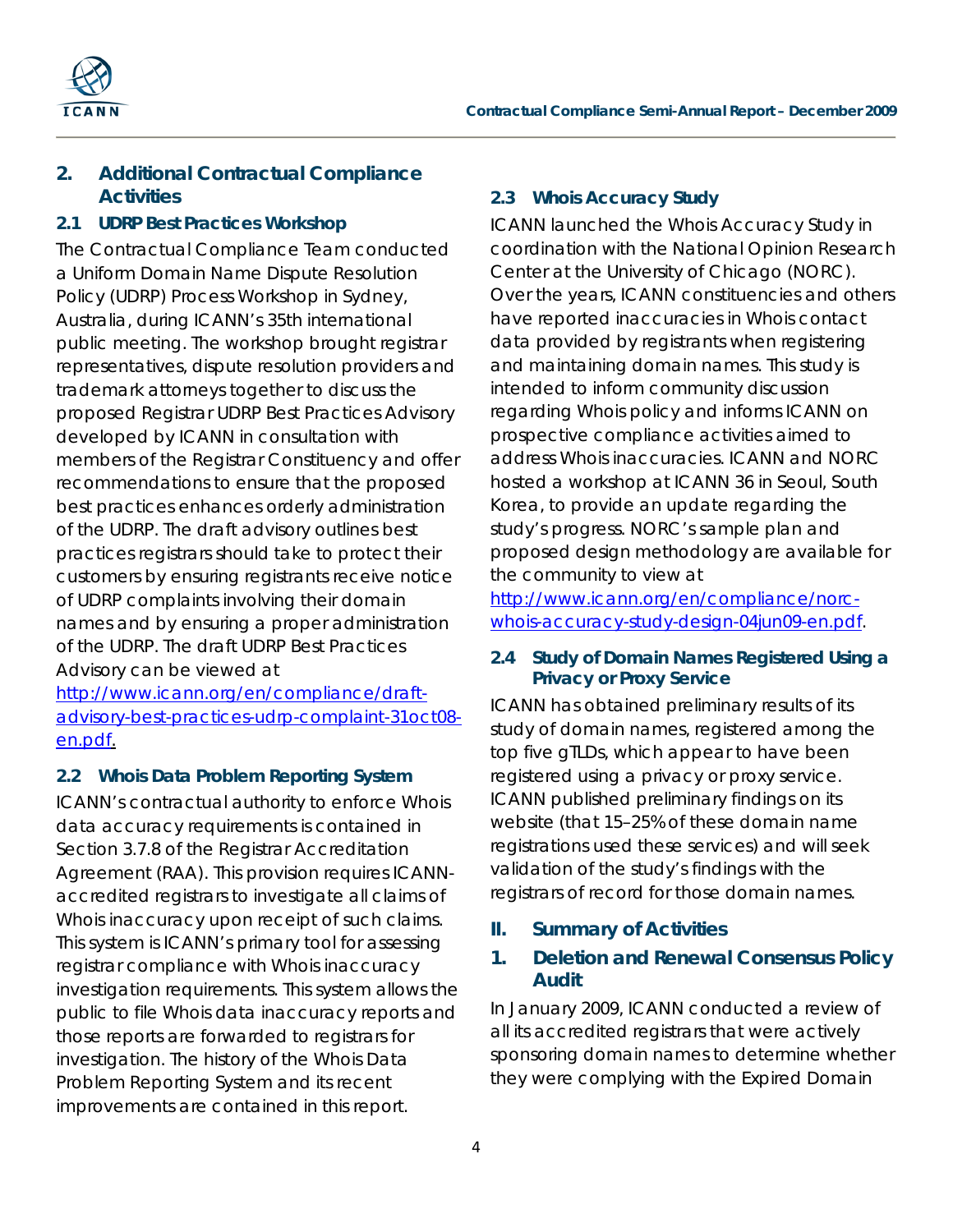## 2. Additional Contractual Compliance Activities

### 2.1 UDRP Best Practices Workshop

The Contractual Compliance Team conducted a Uniform Domain Name Dispute Resolution Policy (UDRP) Process Workshop in Sydney, Australia, during ICANN's 35th international public meeting. The workshop brought registrar representatives, dispute resolution providers and trademark attorneys together to discuss the proposed Registrar UDRP Best Practices Advisory developed by ICANN in consultation with members of the Registrar Constituency and offer recommendations to ensure that the proposed best practices enhances orderly administration of the UDRP. The draft advisory outlines best practices registrars should take to protect their customers by ensuring registrants receive notice of UDRP complaints involving their domain names and by ensuring a proper administration of the UDRP. The draft UDRP Best Practices Advisory can be viewed at [http://www.icann.org/en/compliance/draft-advisory-best-practices-udrp-complaint-31oct08-en.pdf](http://www.icann.org/en/compliance/draft-advisory-best-practices-udrp-complaint-31oct08-en.pdf).

### 2.2 Whois Data Problem Reporting System

ICANN's contractual authority to enforce Whois data accuracy requirements is contained in Section 3.7.8 of the Registrar Accreditation Agreement (RAA). This provision requires ICANN-accredited registrars to investigate all claims of Whois inaccuracy upon receipt of such claims. This system is ICANN's primary tool for assessing registrar compliance with Whois inaccuracy investigation requirements. This system allows the public to file Whois data inaccuracy reports and those reports are forwarded to registrars for investigation. The history of the Whois Data Problem Reporting System and its recent improvements are contained in this report.

### 2.3 Whois Accuracy Study

ICANN launched the Whois Accuracy Study in coordination with the National Opinion Research Center at the University of Chicago (NORC). Over the years, ICANN constituencies and others have reported inaccuracies in Whois contact data provided by registrants when registering and maintaining domain names. This study is intended to inform community discussion regarding Whois policy and informs ICANN on prospective compliance activities aimed to address Whois inaccuracies. ICANN and NORC hosted a workshop at ICANN 36 in Seoul, South Korea, to provide an update regarding the study's progress. NORC's sample plan and proposed design methodology are available for the community to view at [http://www.icann.org/en/compliance/norc-whois-accuracy-study-design-04jun09-en.pdf](http://www.icann.org/en/compliance/norc-whois-accuracy-study-design-04jun09-en.pdf).

### 2.4 Study of Domain Names Registered Using a Privacy or Proxy Service

ICANN has obtained preliminary results of its study of domain names, registered among the top five gTLDs, which appear to have been registered using a privacy or proxy service. ICANN published preliminary findings on its website (that 15–25% of these domain name registrations used these services) and will seek validation of the study's findings with the registrars of record for those domain names.

## II. Summary of Activities

## 1. Deletion and Renewal Consensus Policy Audit

In January 2009, ICANN conducted a review of all its accredited registrars that were actively sponsoring domain names to determine whether they were complying with the Expired Domain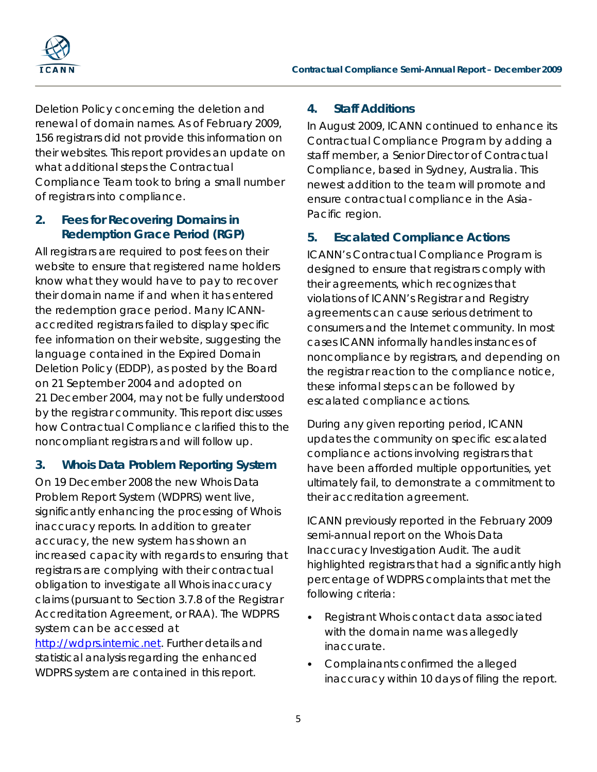Deletion Policy concerning the deletion and renewal of domain names. As of February 2009, 156 registrars did not provide this information on their websites. This report provides an update on what additional steps the Contractual Compliance Team took to bring a small number of registrars into compliance.

## 2. Fees for Recovering Domains in Redemption Grace Period (RGP)

All registrars are required to post fees on their website to ensure that registered name holders know what they would have to pay to recover their domain name if and when it has entered the redemption grace period. Many ICANN-accredited registrars failed to display specific fee information on their website, suggesting the language contained in the Expired Domain Deletion Policy (EDDP), as posted by the Board on 21 September 2004 and adopted on 21 December 2004, may not be fully understood by the registrar community. This report discusses how Contractual Compliance clarified this to the noncompliant registrars and will follow up.

## 3. Whois Data Problem Reporting System

On 19 December 2008 the new Whois Data Problem Report System (WDPRS) went live, significantly enhancing the processing of Whois inaccuracy reports. In addition to greater accuracy, the new system has shown an increased capacity with regards to ensuring that registrars are complying with their contractual obligation to investigate all Whois inaccuracy claims (pursuant to Section 3.7.8 of the Registrar Accreditation Agreement, or RAA). The WDPRS system can be accessed at [http://wdprs.internic.net](http://wdprs.internic.net). Further details and statistical analysis regarding the enhanced WDPRS system are contained in this report.

## 4. Staff Additions

In August 2009, ICANN continued to enhance its Contractual Compliance Program by adding a staff member, a Senior Director of Contractual Compliance, based in Sydney, Australia. This newest addition to the team will promote and ensure contractual compliance in the Asia-Pacific region.

## 5. Escalated Compliance Actions

ICANN's Contractual Compliance Program is designed to ensure that registrars comply with their agreements, which recognizes that violations of ICANN's Registrar and Registry agreements can cause serious detriment to consumers and the Internet community. In most cases ICANN informally handles instances of noncompliance by registrars, and depending on the registrar reaction to the compliance notice, these informal steps can be followed by escalated compliance actions.

During any given reporting period, ICANN updates the community on specific escalated compliance actions involving registrars that have been afforded multiple opportunities, yet ultimately fail, to demonstrate a commitment to their accreditation agreement.

ICANN previously reported in the February 2009 semi-annual report on the Whois Data Inaccuracy Investigation Audit. The audit highlighted registrars that had a significantly high percentage of WDPRS complaints that met the following criteria:

- Registrant Whois contact data associated with the domain name was allegedly inaccurate.
- Complainants confirmed the alleged inaccuracy within 10 days of filing the report.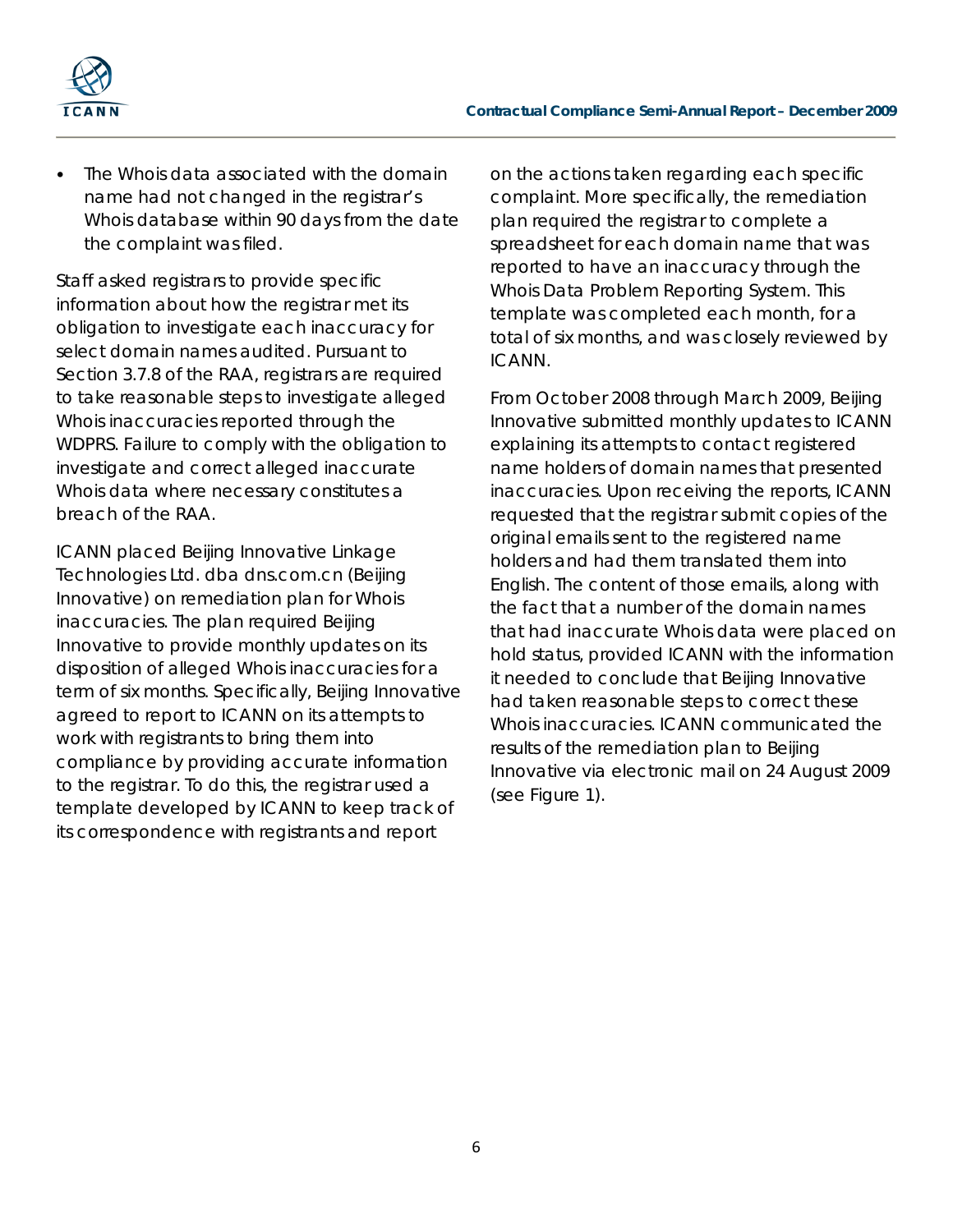- The Whois data associated with the domain name had not changed in the registrar's Whois database within 90 days from the date the complaint was filed.

Staff asked registrars to provide specific information about how the registrar met its obligation to investigate each inaccuracy for select domain names audited. Pursuant to Section 3.7.8 of the RAA, registrars are required to take reasonable steps to investigate alleged Whois inaccuracies reported through the WDPRS. Failure to comply with the obligation to investigate and correct alleged inaccurate Whois data where necessary constitutes a breach of the RAA.

ICANN placed Beijing Innovative Linkage Technologies Ltd. dba dns.com.cn (Beijing Innovative) on remediation plan for Whois inaccuracies. The plan required Beijing Innovative to provide monthly updates on its disposition of alleged Whois inaccuracies for a term of six months. Specifically, Beijing Innovative agreed to report to ICANN on its attempts to work with registrants to bring them into compliance by providing accurate information to the registrar. To do this, the registrar used a template developed by ICANN to keep track of its correspondence with registrants and report on the actions taken regarding each specific complaint. More specifically, the remediation plan required the registrar to complete a spreadsheet for each domain name that was reported to have an inaccuracy through the Whois Data Problem Reporting System. This template was completed each month, for a total of six months, and was closely reviewed by ICANN.

From October 2008 through March 2009, Beijing Innovative submitted monthly updates to ICANN explaining its attempts to contact registered name holders of domain names that presented inaccuracies. Upon receiving the reports, ICANN requested that the registrar submit copies of the original emails sent to the registered name holders and had them translated them into English. The content of those emails, along with the fact that a number of the domain names that had inaccurate Whois data were placed on hold status, provided ICANN with the information it needed to conclude that Beijing Innovative had taken reasonable steps to correct these Whois inaccuracies. ICANN communicated the results of the remediation plan to Beijing Innovative via electronic mail on 24 August 2009 (see Figure 1).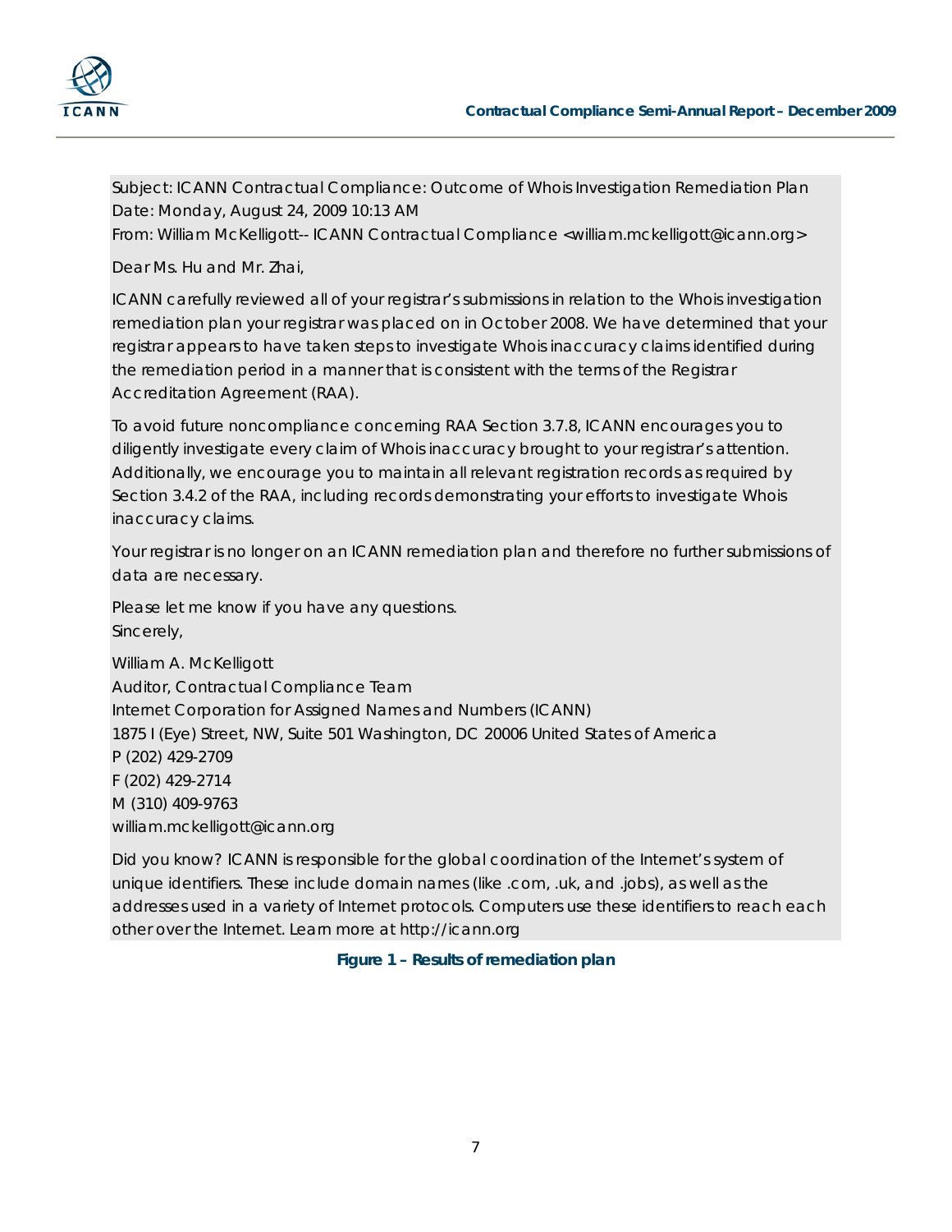Subject: ICANN Contractual Compliance: Outcome of Whois Investigation Remediation Plan
Date: Monday, August 24, 2009 10:13 AM
From: William McKelligott-- ICANN Contractual Compliance <william.mckelligott@icann.org>

Dear Ms. Hu and Mr. Zhai,

ICANN carefully reviewed all of your registrar's submissions in relation to the Whois investigation remediation plan your registrar was placed on in October 2008. We have determined that your registrar appears to have taken steps to investigate Whois inaccuracy claims identified during the remediation period in a manner that is consistent with the terms of the Registrar Accreditation Agreement (RAA).

To avoid future noncompliance concerning RAA Section 3.7.8, ICANN encourages you to diligently investigate every claim of Whois inaccuracy brought to your registrar's attention. Additionally, we encourage you to maintain all relevant registration records as required by Section 3.4.2 of the RAA, including records demonstrating your efforts to investigate Whois inaccuracy claims.

Your registrar is no longer on an ICANN remediation plan and therefore no further submissions of data are necessary.

Please let me know if you have any questions.
Sincerely,

William A. McKelligott
Auditor, Contractual Compliance Team
Internet Corporation for Assigned Names and Numbers (ICANN)
1875 I (Eye) Street, NW, Suite 501 Washington, DC 20006 United States of America
P (202) 429-2709
F (202) 429-2714
M (310) 409-9763
william.mckelligott@icann.org

Did you know? ICANN is responsible for the global coordination of the Internet's system of unique identifiers. These include domain names (like .com, .uk, and .jobs), as well as the addresses used in a variety of Internet protocols. Computers use these identifiers to reach each other over the Internet. Learn more at http://icann.org

**Figure 1 – Results of remediation plan**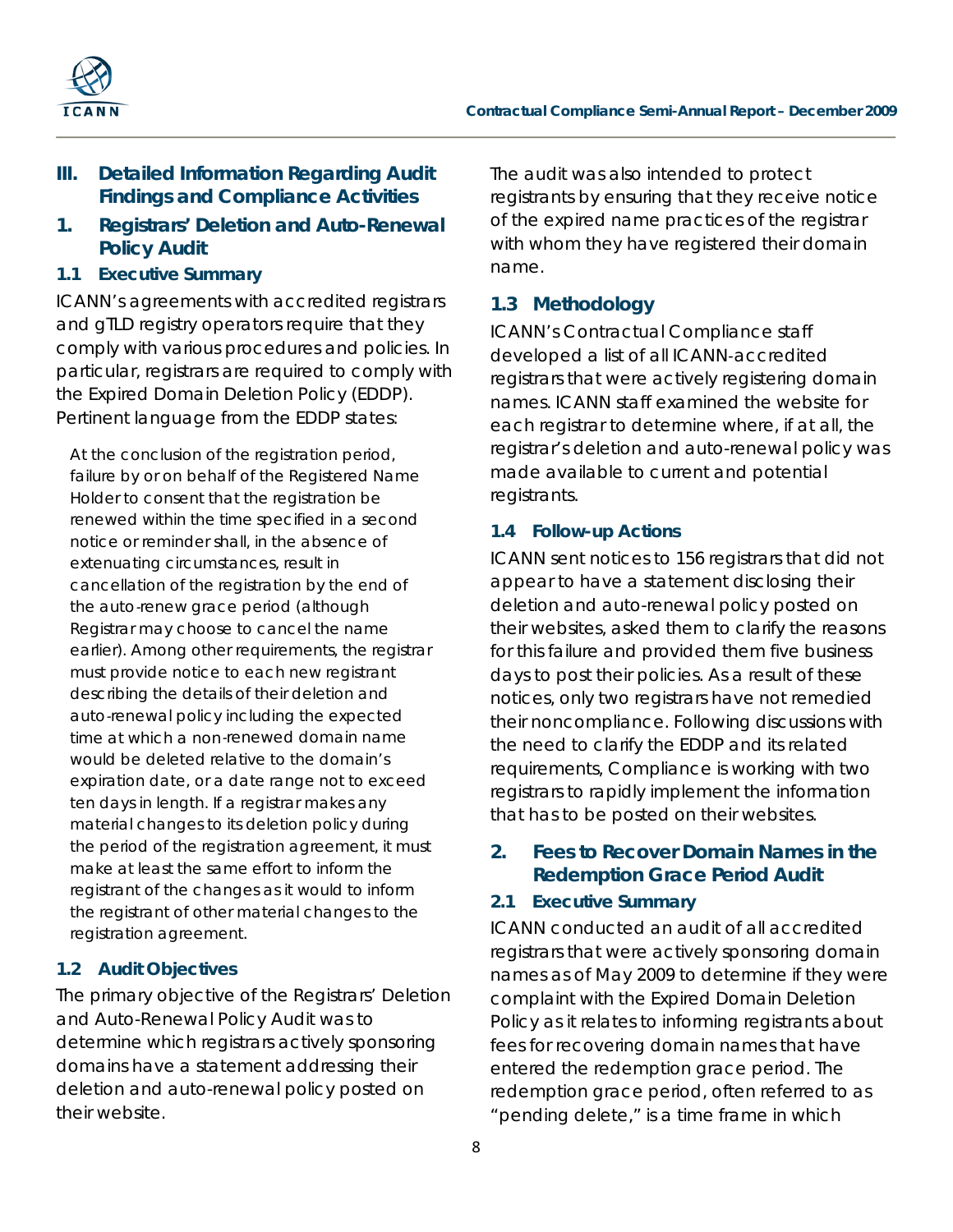## III. Detailed Information Regarding Audit Findings and Compliance Activities

## 1. Registrars' Deletion and Auto-Renewal Policy Audit

### 1.1 Executive Summary

ICANN's agreements with accredited registrars and gTLD registry operators require that they comply with various procedures and policies. In particular, registrars are required to comply with the Expired Domain Deletion Policy (EDDP). Pertinent language from the EDDP states:

> At the conclusion of the registration period, failure by or on behalf of the Registered Name Holder to consent that the registration be renewed within the time specified in a second notice or reminder shall, in the absence of extenuating circumstances, result in cancellation of the registration by the end of the auto-renew grace period (although Registrar may choose to cancel the name earlier). Among other requirements, the registrar must provide notice to each new registrant describing the details of their deletion and auto-renewal policy including the expected time at which a non-renewed domain name would be deleted relative to the domain's expiration date, or a date range not to exceed ten days in length. If a registrar makes any material changes to its deletion policy during the period of the registration agreement, it must make at least the same effort to inform the registrant of the changes as it would to inform the registrant of other material changes to the registration agreement.

### 1.2 Audit Objectives

The primary objective of the Registrars' Deletion and Auto-Renewal Policy Audit was to determine which registrars actively sponsoring domains have a statement addressing their deletion and auto-renewal policy posted on their website.

The audit was also intended to protect registrants by ensuring that they receive notice of the expired name practices of the registrar with whom they have registered their domain name.

### 1.3 Methodology

ICANN's Contractual Compliance staff developed a list of all ICANN-accredited registrars that were actively registering domain names. ICANN staff examined the website for each registrar to determine where, if at all, the registrar's deletion and auto-renewal policy was made available to current and potential registrants.

### 1.4 Follow-up Actions

ICANN sent notices to 156 registrars that did not appear to have a statement disclosing their deletion and auto-renewal policy posted on their websites, asked them to clarify the reasons for this failure and provided them five business days to post their policies. As a result of these notices, only two registrars have not remedied their noncompliance. Following discussions with the need to clarify the EDDP and its related requirements, Compliance is working with two registrars to rapidly implement the information that has to be posted on their websites.

## 2. Fees to Recover Domain Names in the Redemption Grace Period Audit

### 2.1 Executive Summary

ICANN conducted an audit of all accredited registrars that were actively sponsoring domain names as of May 2009 to determine if they were complaint with the Expired Domain Deletion Policy as it relates to informing registrants about fees for recovering domain names that have entered the redemption grace period. The redemption grace period, often referred to as "pending delete," is a time frame in which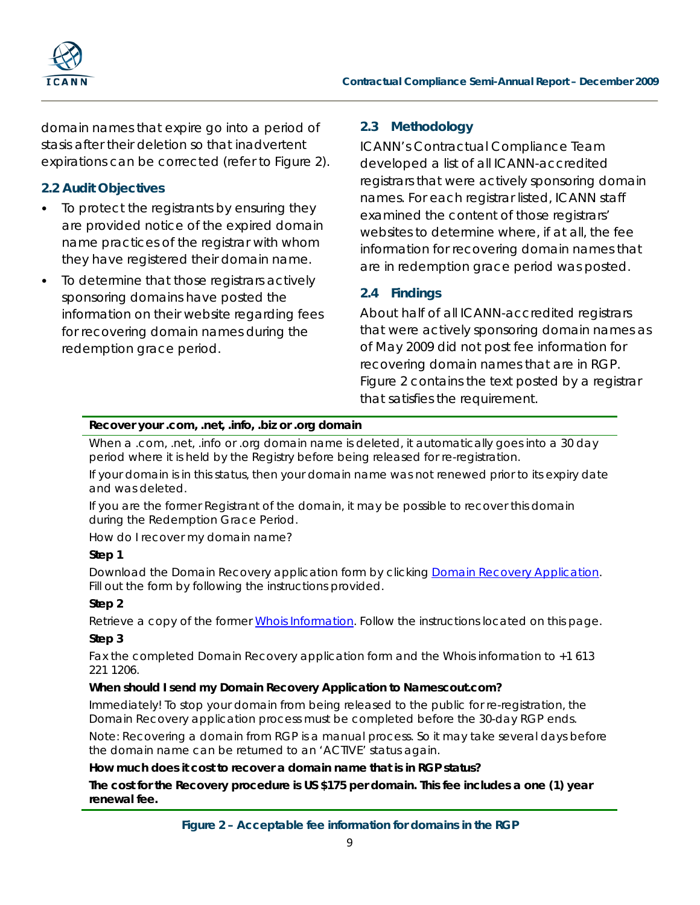domain names that expire go into a period of stasis after their deletion so that inadvertent expirations can be corrected (refer to Figure 2).

## 2.2 Audit Objectives

- To protect the registrants by ensuring they are provided notice of the expired domain name practices of the registrar with whom they have registered their domain name.
- To determine that those registrars actively sponsoring domains have posted the information on their website regarding fees for recovering domain names during the redemption grace period.

## 2.3 Methodology

ICANN's Contractual Compliance Team developed a list of all ICANN-accredited registrars that were actively sponsoring domain names. For each registrar listed, ICANN staff examined the content of those registrars' websites to determine where, if at all, the fee information for recovering domain names that are in redemption grace period was posted.

## 2.4 Findings

About half of all ICANN-accredited registrars that were actively sponsoring domain names as of May 2009 did not post fee information for recovering domain names that are in RGP. Figure 2 contains the text posted by a registrar that satisfies the requirement.

**Recover your .com, .net, .info, .biz or .org domain**

When a .com, .net, .info or .org domain name is deleted, it automatically goes into a 30 day period where it is held by the Registry before being released for re-registration.

If your domain is in this status, then your domain name was not renewed prior to its expiry date and was deleted.

If you are the former Registrant of the domain, it may be possible to recover this domain during the Redemption Grace Period.

How do I recover my domain name?

**Step 1**

Download the Domain Recovery application form by clicking [Domain Recovery Application]. Fill out the form by following the instructions provided.

**Step 2**

Retrieve a copy of the former [Whois Information]. Follow the instructions located on this page.

**Step 3**

Fax the completed Domain Recovery application form and the Whois information to +1 613 221 1206.

**When should I send my Domain Recovery Application to Namescout.com?**

Immediately! To stop your domain from being released to the public for re-registration, the Domain Recovery application process must be completed before the 30-day RGP ends.

Note: Recovering a domain from RGP is a manual process. So it may take several days before the domain name can be returned to an 'ACTIVE' status again.

**How much does it cost to recover a domain name that is in RGP status?**

**The cost for the Recovery procedure is US $175 per domain. This fee includes a one (1) year renewal fee.**

**Figure 2 – Acceptable fee information for domains in the RGP**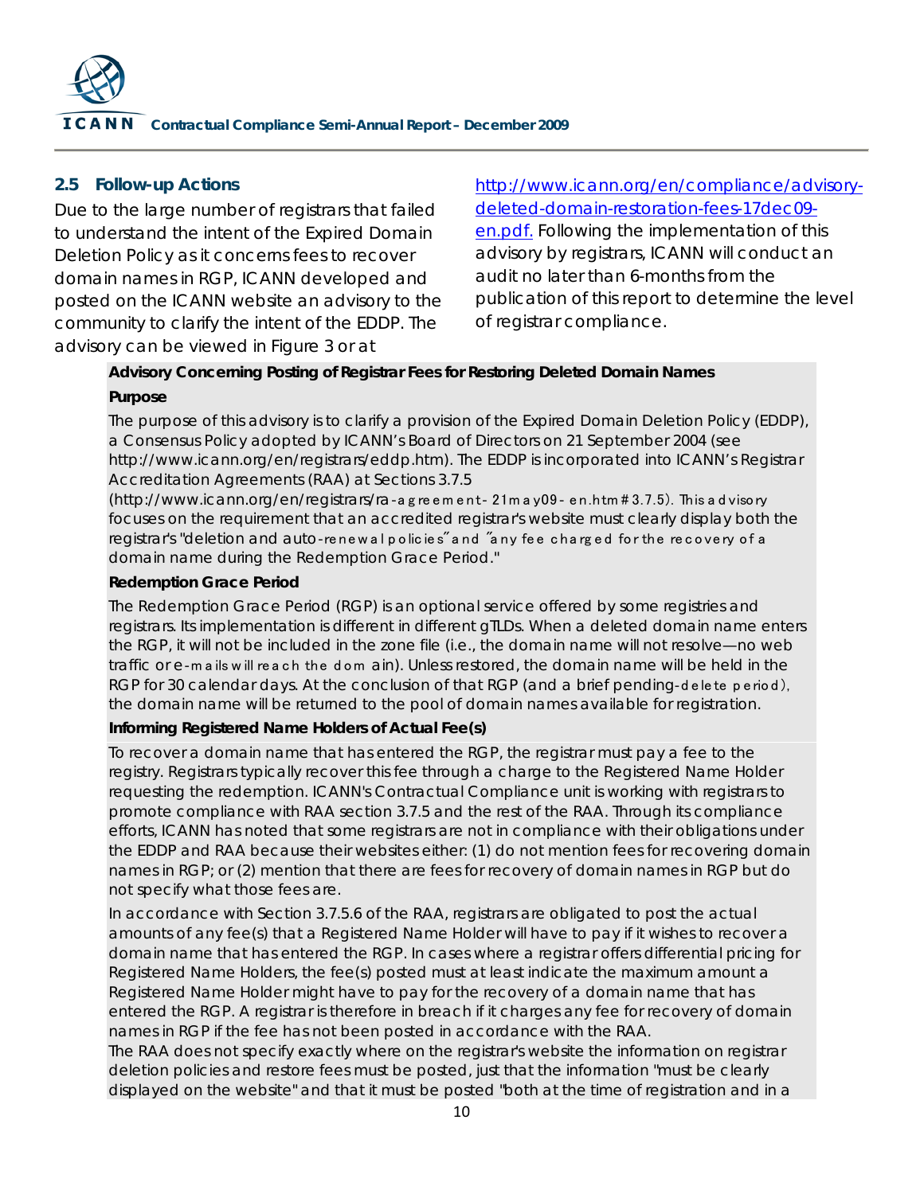## 2.5 Follow-up Actions

Due to the large number of registrars that failed to understand the intent of the Expired Domain Deletion Policy as it concerns fees to recover domain names in RGP, ICANN developed and posted on the ICANN website an advisory to the community to clarify the intent of the EDDP. The advisory can be viewed in Figure 3 or at [http://www.icann.org/en/compliance/advisory-deleted-domain-restoration-fees-17dec09-en.pdf](http://www.icann.org/en/compliance/advisory-deleted-domain-restoration-fees-17dec09-en.pdf). Following the implementation of this advisory by registrars, ICANN will conduct an audit no later than 6-months from the publication of this report to determine the level of registrar compliance.

**Advisory Concerning Posting of Registrar Fees for Restoring Deleted Domain Names**

**Purpose**

The purpose of this advisory is to clarify a provision of the Expired Domain Deletion Policy (EDDP), a Consensus Policy adopted by ICANN's Board of Directors on 21 September 2004 (see http://www.icann.org/en/registrars/eddp.htm). The EDDP is incorporated into ICANN's Registrar Accreditation Agreements (RAA) at Sections 3.7.5 (http://www.icann.org/en/registrars/ra-agreement-21may09-en.htm#3.7.5). This advisory focuses on the requirement that an accredited registrar's website must clearly display both the registrar's "deletion and auto-renewal policies" and "any fee charged for the recovery of a domain name during the Redemption Grace Period."

**Redemption Grace Period**

The Redemption Grace Period (RGP) is an optional service offered by some registries and registrars. Its implementation is different in different gTLDs. When a deleted domain name enters the RGP, it will not be included in the zone file (i.e., the domain name will not resolve—no web traffic or e-mails will reach the domain). Unless restored, the domain name will be held in the RGP for 30 calendar days. At the conclusion of that RGP (and a brief pending-delete period), the domain name will be returned to the pool of domain names available for registration.

**Informing Registered Name Holders of Actual Fee(s)**

To recover a domain name that has entered the RGP, the registrar must pay a fee to the registry. Registrars typically recover this fee through a charge to the Registered Name Holder requesting the redemption. ICANN's Contractual Compliance unit is working with registrars to promote compliance with RAA section 3.7.5 and the rest of the RAA. Through its compliance efforts, ICANN has noted that some registrars are not in compliance with their obligations under the EDDP and RAA because their websites either: (1) do not mention fees for recovering domain names in RGP; or (2) mention that there are fees for recovery of domain names in RGP but do not specify what those fees are.

In accordance with Section 3.7.5.6 of the RAA, registrars are obligated to post the actual amounts of any fee(s) that a Registered Name Holder will have to pay if it wishes to recover a domain name that has entered the RGP. In cases where a registrar offers differential pricing for Registered Name Holders, the fee(s) posted must at least indicate the maximum amount a Registered Name Holder might have to pay for the recovery of a domain name that has entered the RGP. A registrar is therefore in breach if it charges any fee for recovery of domain names in RGP if the fee has not been posted in accordance with the RAA.

The RAA does not specify exactly where on the registrar's website the information on registrar deletion policies and restore fees must be posted, just that the information "must be clearly displayed on the website" and that it must be posted "both at the time of registration and in a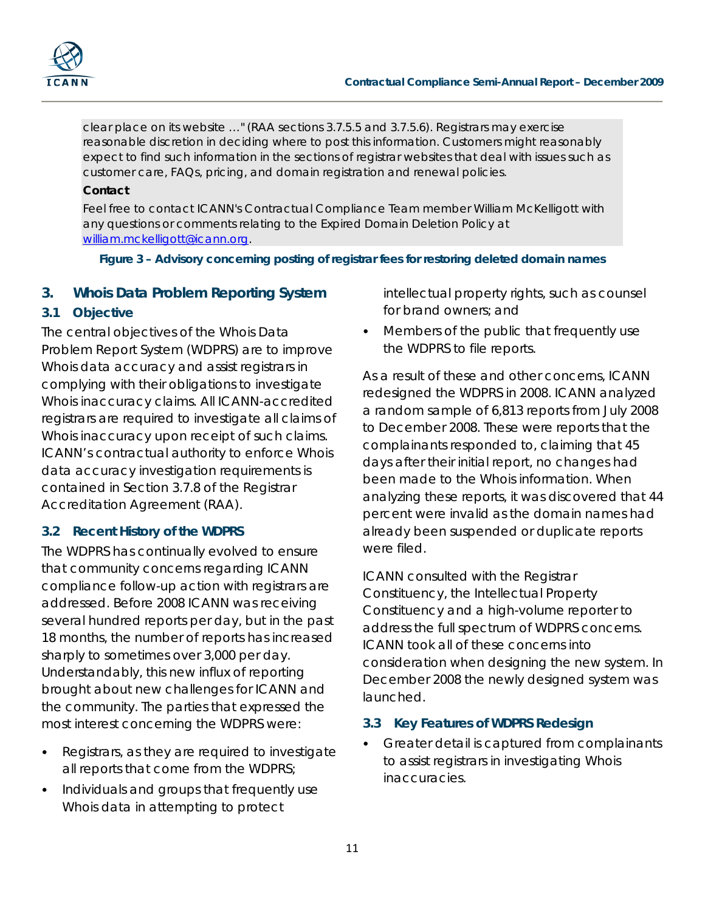clear place on its website …" (RAA sections 3.7.5.5 and 3.7.5.6). Registrars may exercise reasonable discretion in deciding where to post this information. Customers might reasonably expect to find such information in the sections of registrar websites that deal with issues such as customer care, FAQs, pricing, and domain registration and renewal policies.

**Contact**

Feel free to contact ICANN's Contractual Compliance Team member William McKelligott with any questions or comments relating to the Expired Domain Deletion Policy at [william.mckelligott@icann.org](mailto:william.mckelligott@icann.org).

**Figure 3 – Advisory concerning posting of registrar fees for restoring deleted domain names**

## 3. Whois Data Problem Reporting System

### 3.1 Objective

The central objectives of the Whois Data Problem Report System (WDPRS) are to improve Whois data accuracy and assist registrars in complying with their obligations to investigate Whois inaccuracy claims. All ICANN-accredited registrars are required to investigate all claims of Whois inaccuracy upon receipt of such claims. ICANN's contractual authority to enforce Whois data accuracy investigation requirements is contained in Section 3.7.8 of the Registrar Accreditation Agreement (RAA).

### 3.2 Recent History of the WDPRS

The WDPRS has continually evolved to ensure that community concerns regarding ICANN compliance follow-up action with registrars are addressed. Before 2008 ICANN was receiving several hundred reports per day, but in the past 18 months, the number of reports has increased sharply to sometimes over 3,000 per day. Understandably, this new influx of reporting brought about new challenges for ICANN and the community. The parties that expressed the most interest concerning the WDPRS were:

- Registrars, as they are required to investigate all reports that come from the WDPRS;
- Individuals and groups that frequently use Whois data in attempting to protect intellectual property rights, such as counsel for brand owners; and
- Members of the public that frequently use the WDPRS to file reports.

As a result of these and other concerns, ICANN redesigned the WDPRS in 2008. ICANN analyzed a random sample of 6,813 reports from July 2008 to December 2008. These were reports that the complainants responded to, claiming that 45 days after their initial report, no changes had been made to the Whois information. When analyzing these reports, it was discovered that 44 percent were invalid as the domain names had already been suspended or duplicate reports were filed.

ICANN consulted with the Registrar Constituency, the Intellectual Property Constituency and a high-volume reporter to address the full spectrum of WDPRS concerns. ICANN took all of these concerns into consideration when designing the new system. In December 2008 the newly designed system was launched.

### 3.3 Key Features of WDPRS Redesign

- Greater detail is captured from complainants to assist registrars in investigating Whois inaccuracies.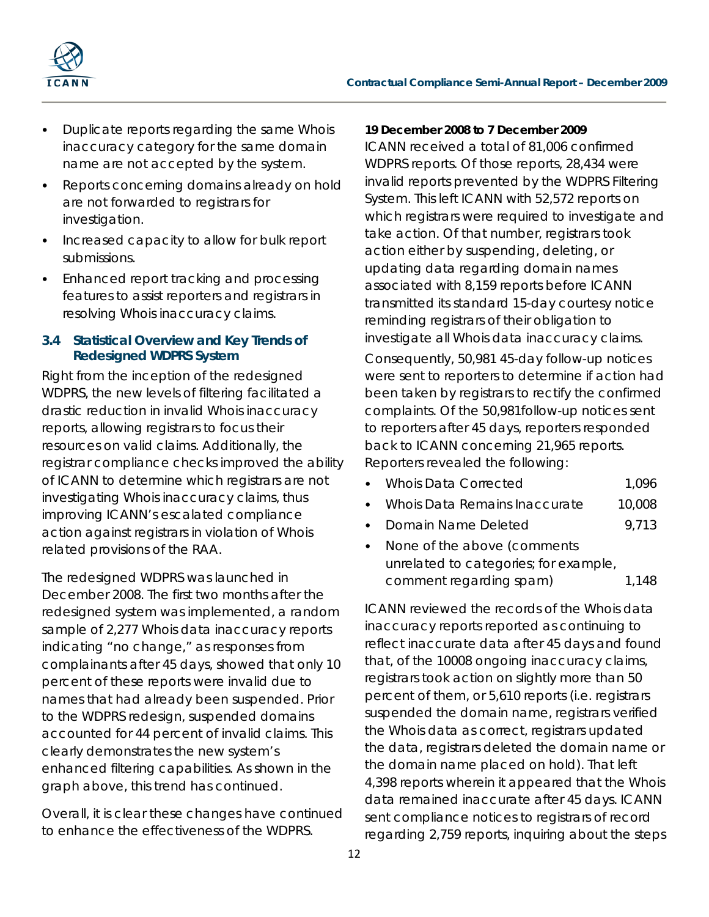- Duplicate reports regarding the same Whois inaccuracy category for the same domain name are not accepted by the system.
- Reports concerning domains already on hold are not forwarded to registrars for investigation.
- Increased capacity to allow for bulk report submissions.
- Enhanced report tracking and processing features to assist reporters and registrars in resolving Whois inaccuracy claims.

### 3.4 Statistical Overview and Key Trends of Redesigned WDPRS System

Right from the inception of the redesigned WDPRS, the new levels of filtering facilitated a drastic reduction in invalid Whois inaccuracy reports, allowing registrars to focus their resources on valid claims. Additionally, the registrar compliance checks improved the ability of ICANN to determine which registrars are not investigating Whois inaccuracy claims, thus improving ICANN's escalated compliance action against registrars in violation of Whois related provisions of the RAA.

The redesigned WDPRS was launched in December 2008. The first two months after the redesigned system was implemented, a random sample of 2,277 Whois data inaccuracy reports indicating "no change," as responses from complainants after 45 days, showed that only 10 percent of these reports were invalid due to names that had already been suspended. Prior to the WDPRS redesign, suspended domains accounted for 44 percent of invalid claims. This clearly demonstrates the new system's enhanced filtering capabilities. As shown in the graph above, this trend has continued.

Overall, it is clear these changes have continued to enhance the effectiveness of the WDPRS.

**19 December 2008 to 7 December 2009**

ICANN received a total of 81,006 confirmed WDPRS reports. Of those reports, 28,434 were invalid reports prevented by the WDPRS Filtering System. This left ICANN with 52,572 reports on which registrars were required to investigate and take action. Of that number, registrars took action either by suspending, deleting, or updating data regarding domain names associated with 8,159 reports before ICANN transmitted its standard 15-day courtesy notice reminding registrars of their obligation to investigate all Whois data inaccuracy claims.

Consequently, 50,981 45-day follow-up notices were sent to reporters to determine if action had been taken by registrars to rectify the confirmed complaints. Of the 50,981follow-up notices sent to reporters after 45 days, reporters responded back to ICANN concerning 21,965 reports. Reporters revealed the following:

- Whois Data Corrected 1,096
- Whois Data Remains Inaccurate 10,008
- Domain Name Deleted 9,713
- None of the above (comments unrelated to categories; for example, comment regarding spam) 1,148

ICANN reviewed the records of the Whois data inaccuracy reports reported as continuing to reflect inaccurate data after 45 days and found that, of the 10008 ongoing inaccuracy claims, registrars took action on slightly more than 50 percent of them, or 5,610 reports (i.e. registrars suspended the domain name, registrars verified the Whois data as correct, registrars updated the data, registrars deleted the domain name or the domain name placed on hold). That left 4,398 reports wherein it appeared that the Whois data remained inaccurate after 45 days. ICANN sent compliance notices to registrars of record regarding 2,759 reports, inquiring about the steps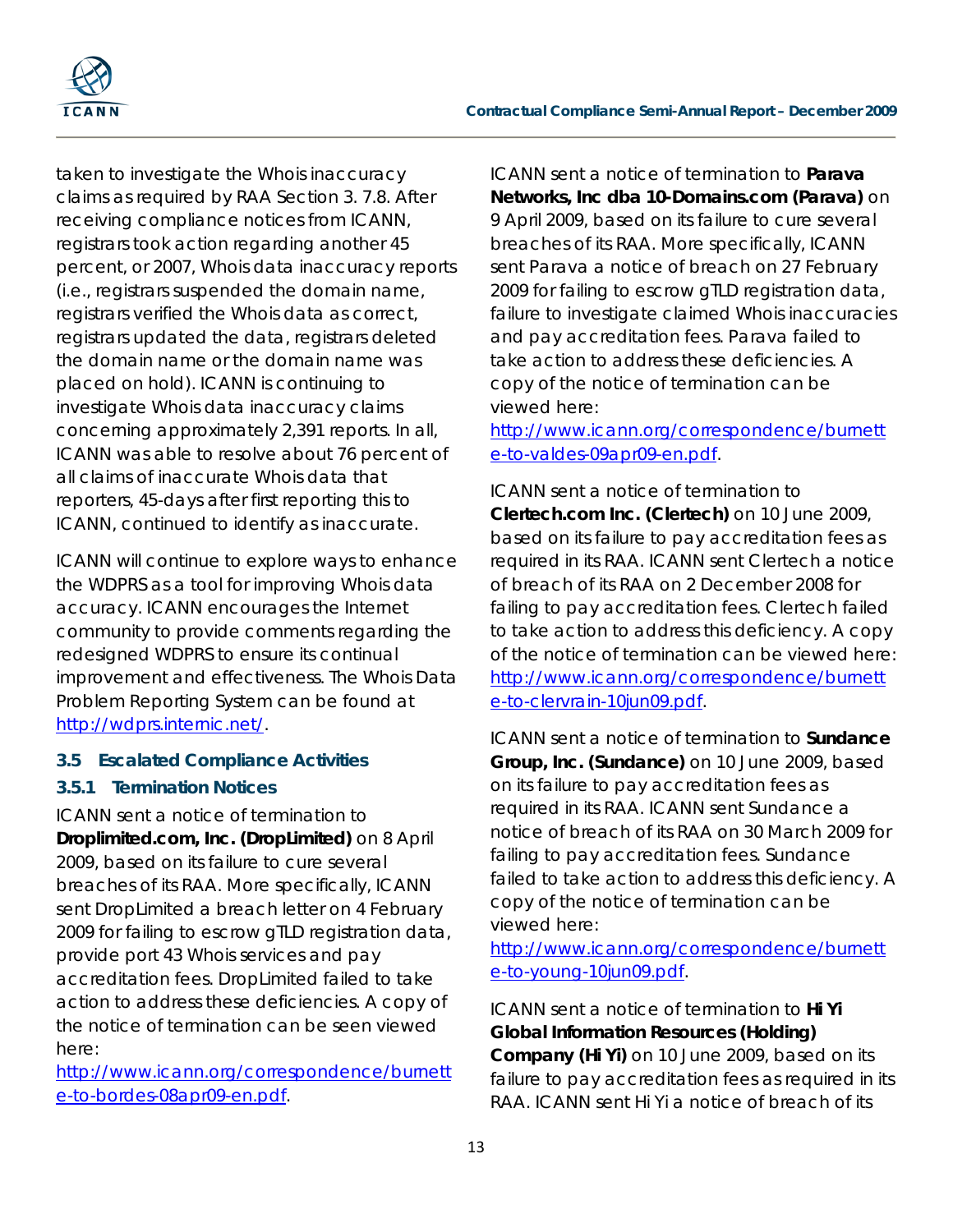taken to investigate the Whois inaccuracy claims as required by RAA Section 3. 7.8. After receiving compliance notices from ICANN, registrars took action regarding another 45 percent, or 2007, Whois data inaccuracy reports (i.e., registrars suspended the domain name, registrars verified the Whois data as correct, registrars updated the data, registrars deleted the domain name or the domain name was placed on hold). ICANN is continuing to investigate Whois data inaccuracy claims concerning approximately 2,391 reports. In all, ICANN was able to resolve about 76 percent of all claims of inaccurate Whois data that reporters, 45-days after first reporting this to ICANN, continued to identify as inaccurate.

ICANN will continue to explore ways to enhance the WDPRS as a tool for improving Whois data accuracy. ICANN encourages the Internet community to provide comments regarding the redesigned WDPRS to ensure its continual improvement and effectiveness. The Whois Data Problem Reporting System can be found at http://wdprs.internic.net/.

### 3.5 Escalated Compliance Activities

#### 3.5.1 Termination Notices

ICANN sent a notice of termination to **Droplimited.com, Inc. (DropLimited)** on 8 April 2009, based on its failure to cure several breaches of its RAA. More specifically, ICANN sent DropLimited a breach letter on 4 February 2009 for failing to escrow gTLD registration data, provide port 43 Whois services and pay accreditation fees. DropLimited failed to take action to address these deficiencies. A copy of the notice of termination can be seen viewed here: http://www.icann.org/correspondence/burnette-to-bordes-08apr09-en.pdf.

ICANN sent a notice of termination to **Parava Networks, Inc dba 10-Domains.com (Parava)** on 9 April 2009, based on its failure to cure several breaches of its RAA. More specifically, ICANN sent Parava a notice of breach on 27 February 2009 for failing to escrow gTLD registration data, failure to investigate claimed Whois inaccuracies and pay accreditation fees. Parava failed to take action to address these deficiencies. A copy of the notice of termination can be viewed here: http://www.icann.org/correspondence/burnette-to-valdes-09apr09-en.pdf.

ICANN sent a notice of termination to **Clertech.com Inc. (Clertech)** on 10 June 2009, based on its failure to pay accreditation fees as required in its RAA. ICANN sent Clertech a notice of breach of its RAA on 2 December 2008 for failing to pay accreditation fees. Clertech failed to take action to address this deficiency. A copy of the notice of termination can be viewed here: http://www.icann.org/correspondence/burnette-to-clervrain-10jun09.pdf.

ICANN sent a notice of termination to **Sundance Group, Inc. (Sundance)** on 10 June 2009, based on its failure to pay accreditation fees as required in its RAA. ICANN sent Sundance a notice of breach of its RAA on 30 March 2009 for failing to pay accreditation fees. Sundance failed to take action to address this deficiency. A copy of the notice of termination can be viewed here: http://www.icann.org/correspondence/burnette-to-young-10jun09.pdf.

ICANN sent a notice of termination to **Hi Yi Global Information Resources (Holding) Company (Hi Yi)** on 10 June 2009, based on its failure to pay accreditation fees as required in its RAA. ICANN sent Hi Yi a notice of breach of its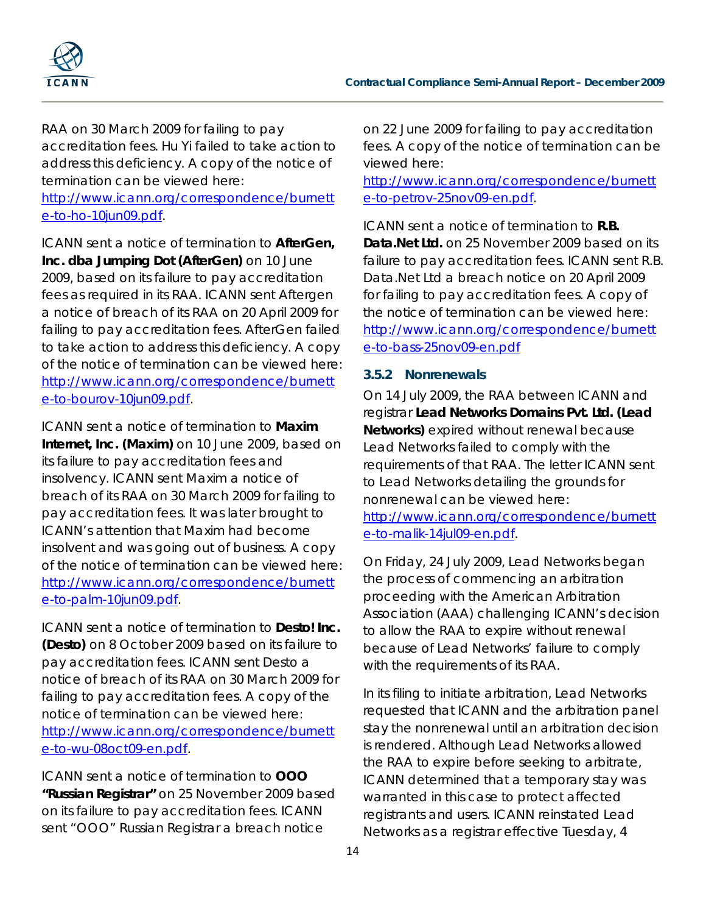RAA on 30 March 2009 for failing to pay accreditation fees. Hu Yi failed to take action to address this deficiency. A copy of the notice of termination can be viewed here: http://www.icann.org/correspondence/burnette-to-ho-10jun09.pdf.

ICANN sent a notice of termination to **AfterGen, Inc. dba Jumping Dot (AfterGen)** on 10 June 2009, based on its failure to pay accreditation fees as required in its RAA. ICANN sent Aftergen a notice of breach of its RAA on 20 April 2009 for failing to pay accreditation fees. AfterGen failed to take action to address this deficiency. A copy of the notice of termination can be viewed here: http://www.icann.org/correspondence/burnette-to-bourov-10jun09.pdf.

ICANN sent a notice of termination to **Maxim Internet, Inc. (Maxim)** on 10 June 2009, based on its failure to pay accreditation fees and insolvency. ICANN sent Maxim a notice of breach of its RAA on 30 March 2009 for failing to pay accreditation fees. It was later brought to ICANN's attention that Maxim had become insolvent and was going out of business. A copy of the notice of termination can be viewed here: http://www.icann.org/correspondence/burnette-to-palm-10jun09.pdf.

ICANN sent a notice of termination to **Desto! Inc. (Desto)** on 8 October 2009 based on its failure to pay accreditation fees. ICANN sent Desto a notice of breach of its RAA on 30 March 2009 for failing to pay accreditation fees. A copy of the notice of termination can be viewed here: http://www.icann.org/correspondence/burnette-to-wu-08oct09-en.pdf.

ICANN sent a notice of termination to **OOO "Russian Registrar"** on 25 November 2009 based on its failure to pay accreditation fees. ICANN sent "OOO" Russian Registrar a breach notice on 22 June 2009 for failing to pay accreditation fees. A copy of the notice of termination can be viewed here: http://www.icann.org/correspondence/burnette-to-petrov-25nov09-en.pdf.

ICANN sent a notice of termination to **R.B. Data.Net Ltd.** on 25 November 2009 based on its failure to pay accreditation fees. ICANN sent R.B. Data.Net Ltd a breach notice on 20 April 2009 for failing to pay accreditation fees. A copy of the notice of termination can be viewed here: http://www.icann.org/correspondence/burnette-to-bass-25nov09-en.pdf

### 3.5.2 Nonrenewals

On 14 July 2009, the RAA between ICANN and registrar **Lead Networks Domains Pvt. Ltd. (Lead Networks)** expired without renewal because Lead Networks failed to comply with the requirements of that RAA. The letter ICANN sent to Lead Networks detailing the grounds for nonrenewal can be viewed here: http://www.icann.org/correspondence/burnette-to-malik-14jul09-en.pdf.

On Friday, 24 July 2009, Lead Networks began the process of commencing an arbitration proceeding with the American Arbitration Association (AAA) challenging ICANN's decision to allow the RAA to expire without renewal because of Lead Networks' failure to comply with the requirements of its RAA.

In its filing to initiate arbitration, Lead Networks requested that ICANN and the arbitration panel stay the nonrenewal until an arbitration decision is rendered. Although Lead Networks allowed the RAA to expire before seeking to arbitrate, ICANN determined that a temporary stay was warranted in this case to protect affected registrants and users. ICANN reinstated Lead Networks as a registrar effective Tuesday, 4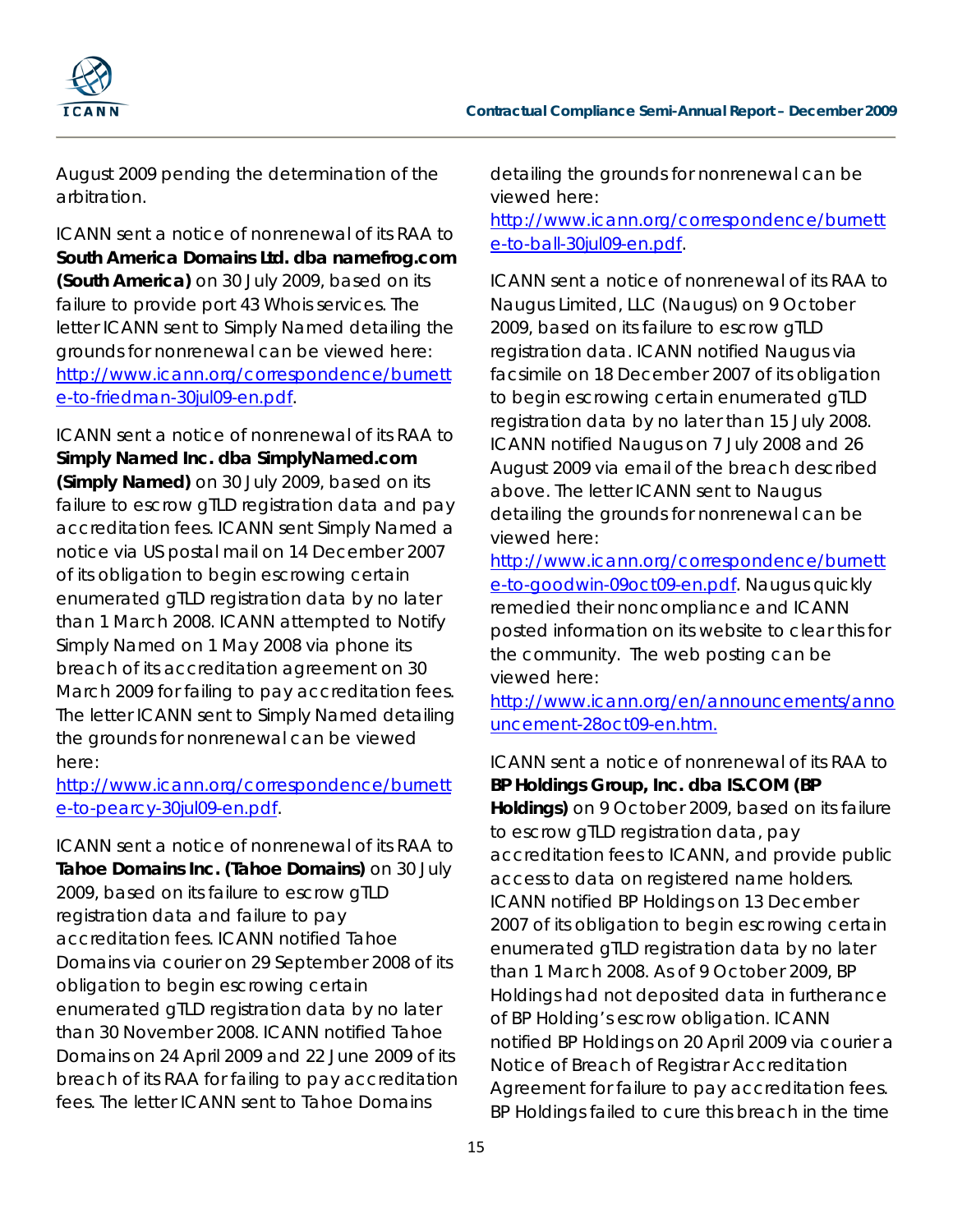August 2009 pending the determination of the arbitration.

ICANN sent a notice of nonrenewal of its RAA to **South America Domains Ltd. dba namefrog.com (South America)** on 30 July 2009, based on its failure to provide port 43 Whois services. The letter ICANN sent to Simply Named detailing the grounds for nonrenewal can be viewed here: http://www.icann.org/correspondence/burnette-to-friedman-30jul09-en.pdf.

ICANN sent a notice of nonrenewal of its RAA to **Simply Named Inc. dba SimplyNamed.com (Simply Named)** on 30 July 2009, based on its failure to escrow gTLD registration data and pay accreditation fees. ICANN sent Simply Named a notice via US postal mail on 14 December 2007 of its obligation to begin escrowing certain enumerated gTLD registration data by no later than 1 March 2008. ICANN attempted to Notify Simply Named on 1 May 2008 via phone its breach of its accreditation agreement on 30 March 2009 for failing to pay accreditation fees. The letter ICANN sent to Simply Named detailing the grounds for nonrenewal can be viewed here: http://www.icann.org/correspondence/burnette-to-pearcy-30jul09-en.pdf.

ICANN sent a notice of nonrenewal of its RAA to **Tahoe Domains Inc. (Tahoe Domains)** on 30 July 2009, based on its failure to escrow gTLD registration data and failure to pay accreditation fees. ICANN notified Tahoe Domains via courier on 29 September 2008 of its obligation to begin escrowing certain enumerated gTLD registration data by no later than 30 November 2008. ICANN notified Tahoe Domains on 24 April 2009 and 22 June 2009 of its breach of its RAA for failing to pay accreditation fees. The letter ICANN sent to Tahoe Domains detailing the grounds for nonrenewal can be viewed here: http://www.icann.org/correspondence/burnette-to-ball-30jul09-en.pdf.

ICANN sent a notice of nonrenewal of its RAA to Naugus Limited, LLC (Naugus) on 9 October 2009, based on its failure to escrow gTLD registration data. ICANN notified Naugus via facsimile on 18 December 2007 of its obligation to begin escrowing certain enumerated gTLD registration data by no later than 15 July 2008. ICANN notified Naugus on 7 July 2008 and 26 August 2009 via email of the breach described above. The letter ICANN sent to Naugus detailing the grounds for nonrenewal can be viewed here: http://www.icann.org/correspondence/burnette-to-goodwin-09oct09-en.pdf. Naugus quickly remedied their noncompliance and ICANN posted information on its website to clear this for the community. The web posting can be viewed here: http://www.icann.org/en/announcements/announcement-28oct09-en.htm.

ICANN sent a notice of nonrenewal of its RAA to **BP Holdings Group, Inc. dba IS.COM (BP Holdings)** on 9 October 2009, based on its failure to escrow gTLD registration data, pay accreditation fees to ICANN, and provide public access to data on registered name holders. ICANN notified BP Holdings on 13 December 2007 of its obligation to begin escrowing certain enumerated gTLD registration data by no later than 1 March 2008. As of 9 October 2009, BP Holdings had not deposited data in furtherance of BP Holding's escrow obligation. ICANN notified BP Holdings on 20 April 2009 via courier a Notice of Breach of Registrar Accreditation Agreement for failure to pay accreditation fees. BP Holdings failed to cure this breach in the time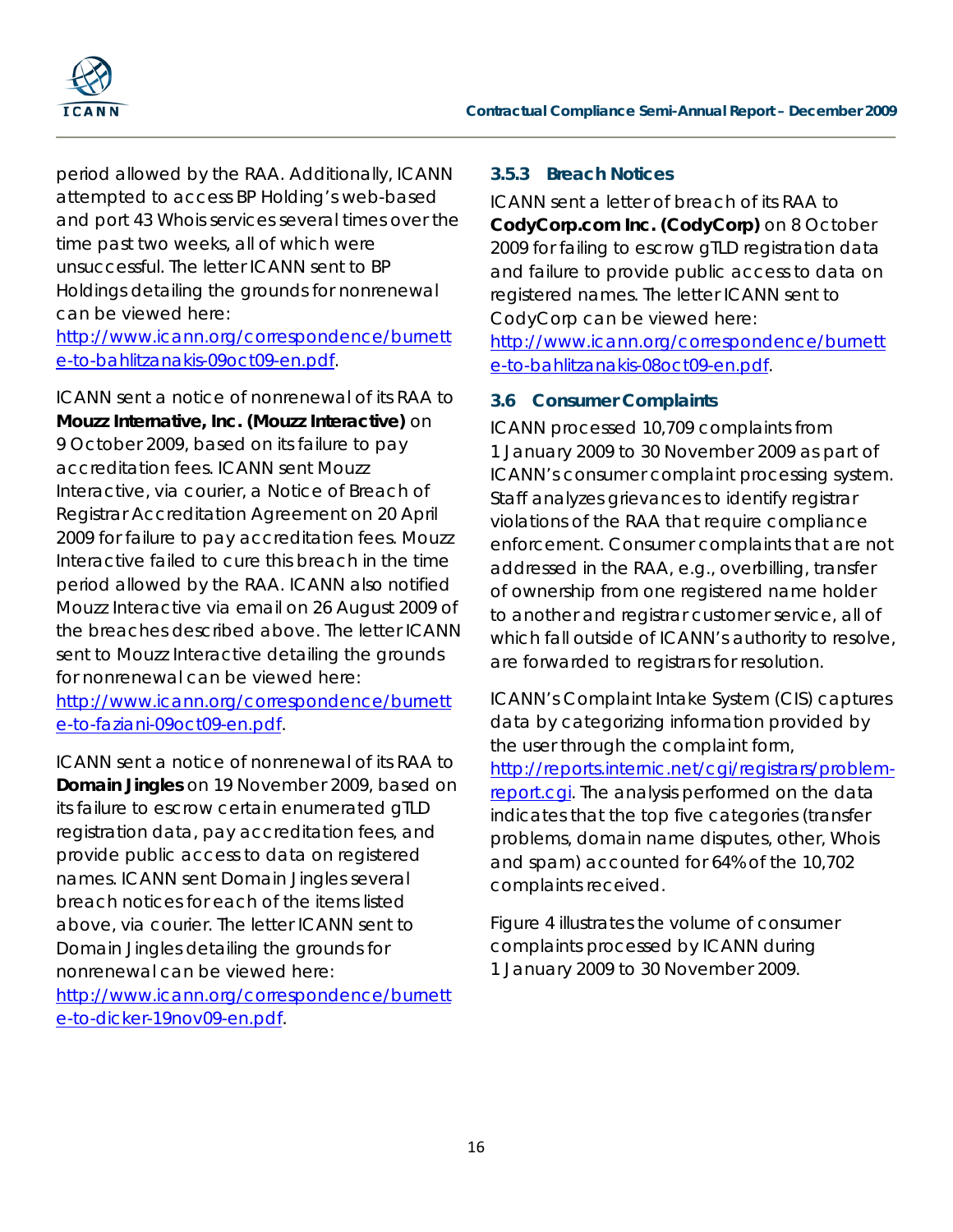period allowed by the RAA. Additionally, ICANN attempted to access BP Holding's web-based and port 43 Whois services several times over the time past two weeks, all of which were unsuccessful. The letter ICANN sent to BP Holdings detailing the grounds for nonrenewal can be viewed here: http://www.icann.org/correspondence/burnette-to-bahlitzanakis-09oct09-en.pdf.

ICANN sent a notice of nonrenewal of its RAA to **Mouzz Internative, Inc. (Mouzz Interactive)** on 9 October 2009, based on its failure to pay accreditation fees. ICANN sent Mouzz Interactive, via courier, a Notice of Breach of Registrar Accreditation Agreement on 20 April 2009 for failure to pay accreditation fees. Mouzz Interactive failed to cure this breach in the time period allowed by the RAA. ICANN also notified Mouzz Interactive via email on 26 August 2009 of the breaches described above. The letter ICANN sent to Mouzz Interactive detailing the grounds for nonrenewal can be viewed here: http://www.icann.org/correspondence/burnette-to-faziani-09oct09-en.pdf.

ICANN sent a notice of nonrenewal of its RAA to **Domain Jingles** on 19 November 2009, based on its failure to escrow certain enumerated gTLD registration data, pay accreditation fees, and provide public access to data on registered names. ICANN sent Domain Jingles several breach notices for each of the items listed above, via courier. The letter ICANN sent to Domain Jingles detailing the grounds for nonrenewal can be viewed here: http://www.icann.org/correspondence/burnette-to-dicker-19nov09-en.pdf.

#### 3.5.3 Breach Notices

ICANN sent a letter of breach of its RAA to **CodyCorp.com Inc. (CodyCorp)** on 8 October 2009 for failing to escrow gTLD registration data and failure to provide public access to data on registered names. The letter ICANN sent to CodyCorp can be viewed here: http://www.icann.org/correspondence/burnette-to-bahlitzanakis-08oct09-en.pdf.

### 3.6 Consumer Complaints

ICANN processed 10,709 complaints from 1 January 2009 to 30 November 2009 as part of ICANN's consumer complaint processing system. Staff analyzes grievances to identify registrar violations of the RAA that require compliance enforcement. Consumer complaints that are not addressed in the RAA, e.g., overbilling, transfer of ownership from one registered name holder to another and registrar customer service, all of which fall outside of ICANN's authority to resolve, are forwarded to registrars for resolution.

ICANN's Complaint Intake System (CIS) captures data by categorizing information provided by the user through the complaint form, http://reports.internic.net/cgi/registrars/problem-report.cgi. The analysis performed on the data indicates that the top five categories (transfer problems, domain name disputes, other, Whois and spam) accounted for 64% of the 10,702 complaints received.

Figure 4 illustrates the volume of consumer complaints processed by ICANN during 1 January 2009 to 30 November 2009.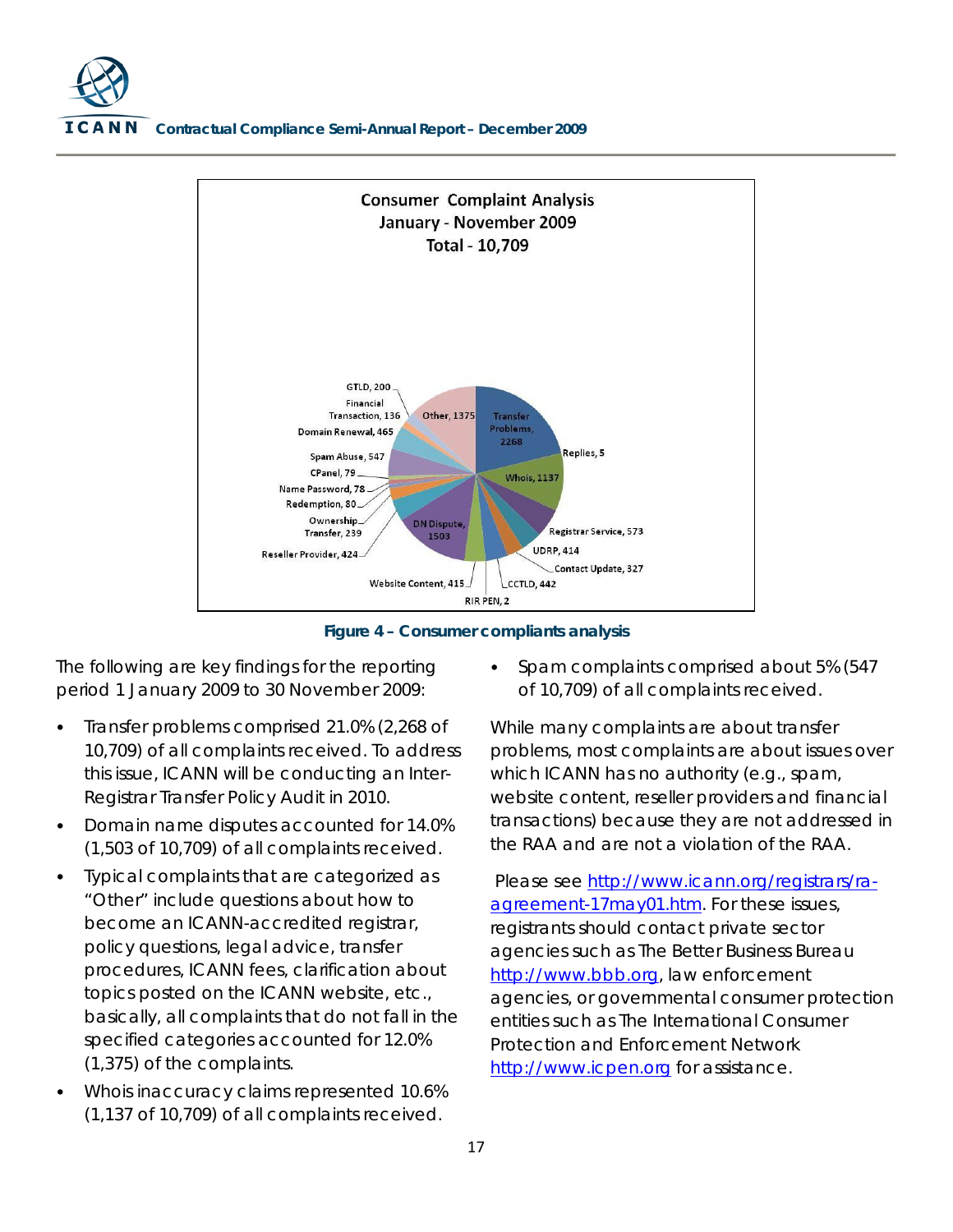Consumer Complaint Analysis
January - November 2009
Total - 10,709

| Category | Count |
| --- | --- |
| Transfer Problems | 2268 |
| Replies | 5 |
| Whois | 1137 |
| Registrar Service | 573 |
| UDRP | 414 |
| Contact Update | 327 |
| CCTLD | 442 |
| RIR PEN | 2 |
| Website Content | 415 |
| DN Dispute | 1503 |
| Reseller Provider | 424 |
| Ownership Transfer | 239 |
| Redemption | 80 |
| Name Password | 78 |
| CPanel | 79 |
| Spam Abuse | 547 |
| Domain Renewal | 465 |
| Financial Transaction | 136 |
| GTLD | 200 |
| Other | 1375 |

**Figure 4 – Consumer compliants analysis**

The following are key findings for the reporting period 1 January 2009 to 30 November 2009:

- Transfer problems comprised 21.0% (2,268 of 10,709) of all complaints received. To address this issue, ICANN will be conducting an Inter-Registrar Transfer Policy Audit in 2010.
- Domain name disputes accounted for 14.0% (1,503 of 10,709) of all complaints received.
- Typical complaints that are categorized as "Other" include questions about how to become an ICANN-accredited registrar, policy questions, legal advice, transfer procedures, ICANN fees, clarification about topics posted on the ICANN website, etc., basically, all complaints that do not fall in the specified categories accounted for 12.0% (1,375) of the complaints.
- Whois inaccuracy claims represented 10.6% (1,137 of 10,709) of all complaints received.
- Spam complaints comprised about 5% (547 of 10,709) of all complaints received.

While many complaints are about transfer problems, most complaints are about issues over which ICANN has no authority (e.g., spam, website content, reseller providers and financial transactions) because they are not addressed in the RAA and are not a violation of the RAA.

Please see http://www.icann.org/registrars/ra-agreement-17may01.htm. For these issues, registrants should contact private sector agencies such as The Better Business Bureau http://www.bbb.org, law enforcement agencies, or governmental consumer protection entities such as The International Consumer Protection and Enforcement Network http://www.icpen.org for assistance.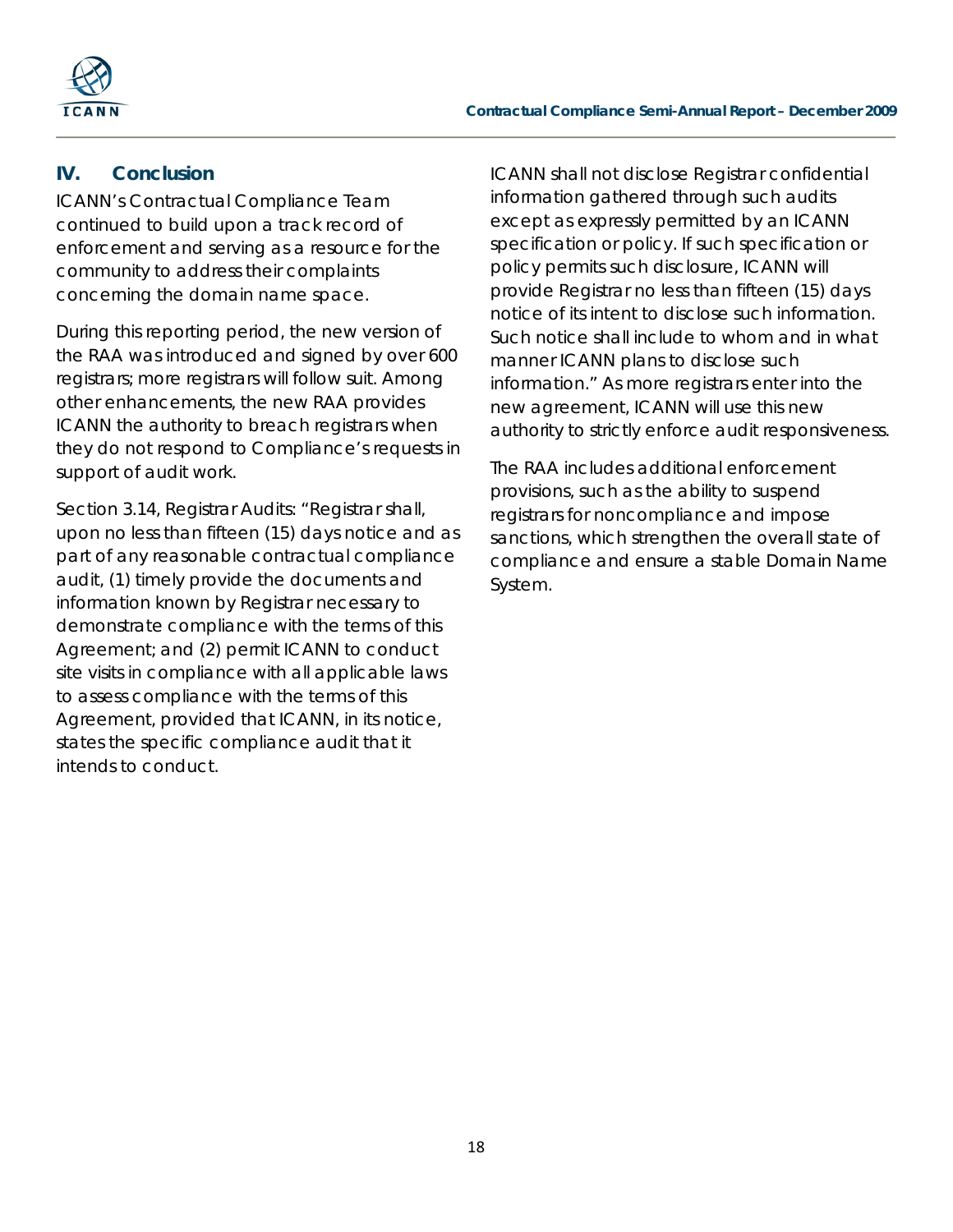## IV. Conclusion

ICANN's Contractual Compliance Team continued to build upon a track record of enforcement and serving as a resource for the community to address their complaints concerning the domain name space.

During this reporting period, the new version of the RAA was introduced and signed by over 600 registrars; more registrars will follow suit. Among other enhancements, the new RAA provides ICANN the authority to breach registrars when they do not respond to Compliance's requests in support of audit work.

Section 3.14, Registrar Audits: "Registrar shall, upon no less than fifteen (15) days notice and as part of any reasonable contractual compliance audit, (1) timely provide the documents and information known by Registrar necessary to demonstrate compliance with the terms of this Agreement; and (2) permit ICANN to conduct site visits in compliance with all applicable laws to assess compliance with the terms of this Agreement, provided that ICANN, in its notice, states the specific compliance audit that it intends to conduct. ICANN shall not disclose Registrar confidential information gathered through such audits except as expressly permitted by an ICANN specification or policy. If such specification or policy permits such disclosure, ICANN will provide Registrar no less than fifteen (15) days notice of its intent to disclose such information. Such notice shall include to whom and in what manner ICANN plans to disclose such information." As more registrars enter into the new agreement, ICANN will use this new authority to strictly enforce audit responsiveness.

The RAA includes additional enforcement provisions, such as the ability to suspend registrars for noncompliance and impose sanctions, which strengthen the overall state of compliance and ensure a stable Domain Name System.